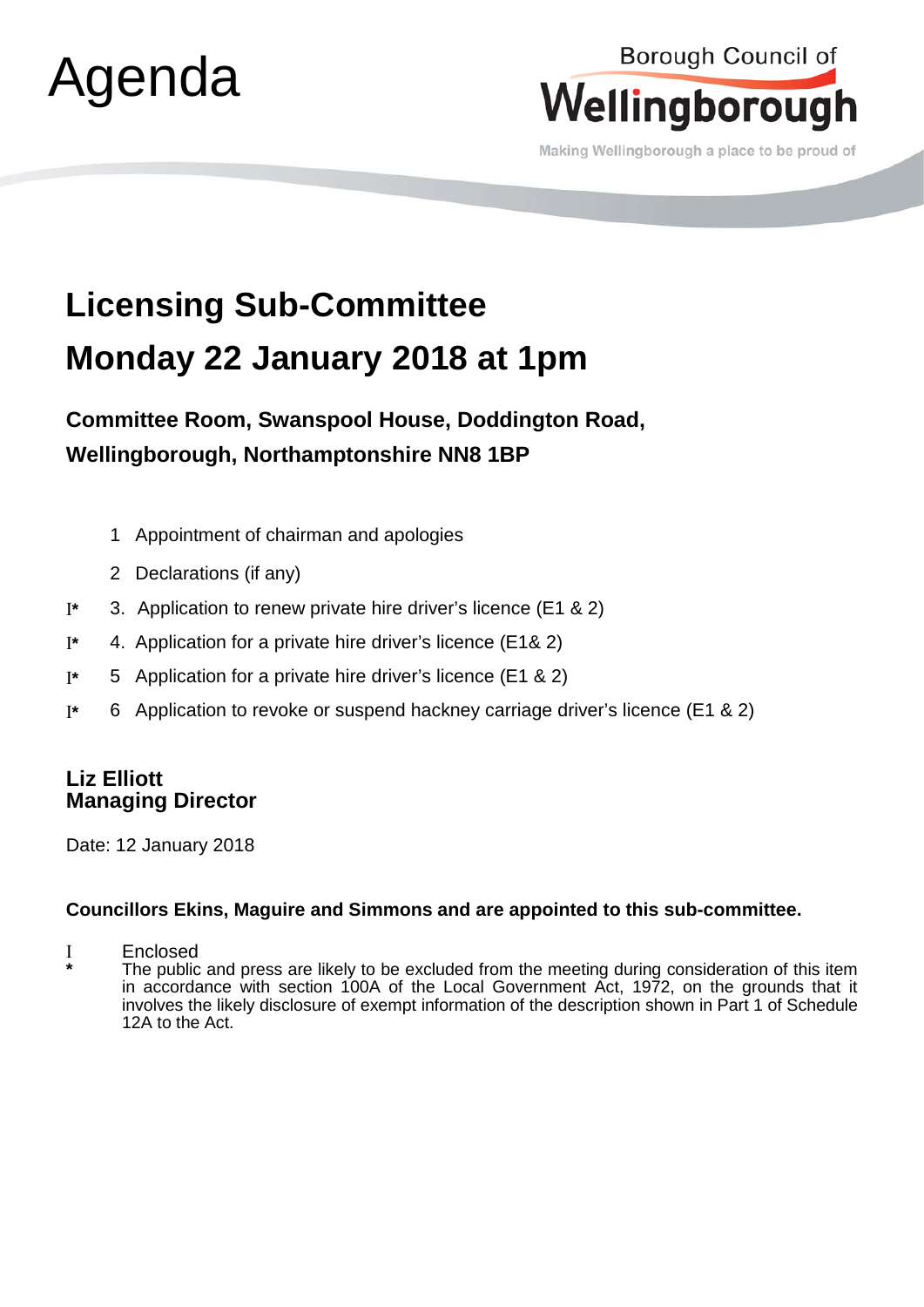# Agenda

Borough Council of **Wellingborough**

Making Wellingborough a place to be proud of

## Licensing Sub-Committee
## Monday 22 January 2018 at 1pm

### Committee Room, Swanspool House, Doddington Road, Wellingborough, Northamptonshire NN8 1BP

1 Appointment of chairman and apologies

2 Declarations (if any)

I* 3. Application to renew private hire driver's licence (E1 & 2)

I* 4. Application for a private hire driver's licence (E1& 2)

I* 5 Application for a private hire driver's licence (E1 & 2)

I* 6 Application to revoke or suspend hackney carriage driver's licence (E1 & 2)

**Liz Elliott**
**Managing Director**

Date: 12 January 2018

**Councillors Ekins, Maguire and Simmons and are appointed to this sub-committee.**

I Enclosed

* The public and press are likely to be excluded from the meeting during consideration of this item in accordance with section 100A of the Local Government Act, 1972, on the grounds that it involves the likely disclosure of exempt information of the description shown in Part 1 of Schedule 12A to the Act.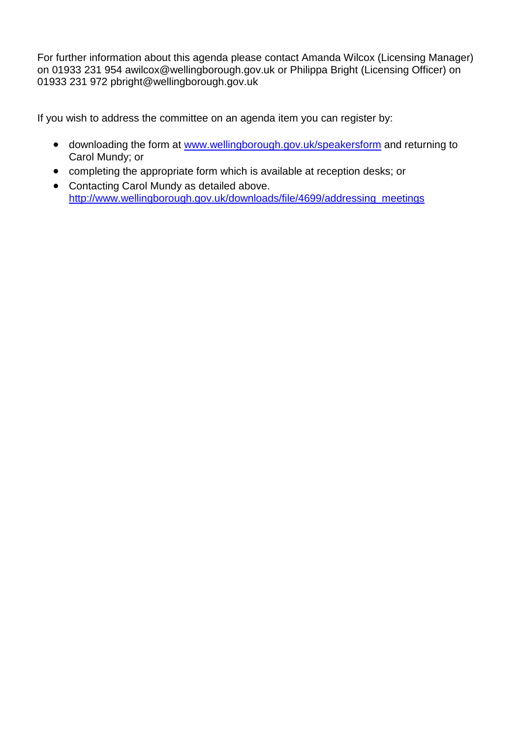For further information about this agenda please contact Amanda Wilcox (Licensing Manager) on 01933 231 954 awilcox@wellingborough.gov.uk or Philippa Bright (Licensing Officer) on 01933 231 972 pbright@wellingborough.gov.uk

If you wish to address the committee on an agenda item you can register by:

- downloading the form at [www.wellingborough.gov.uk/speakersform](http://www.wellingborough.gov.uk/speakersform) and returning to Carol Mundy; or
- completing the appropriate form which is available at reception desks; or
- Contacting Carol Mundy as detailed above. [http://www.wellingborough.gov.uk/downloads/file/4699/addressing_meetings](http://www.wellingborough.gov.uk/downloads/file/4699/addressing_meetings)